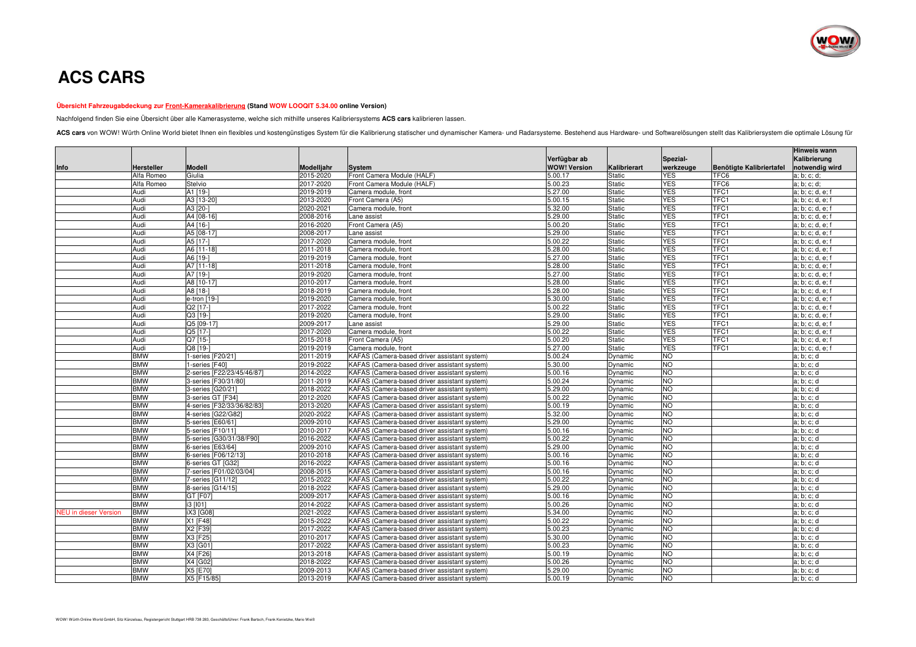# ACS CARS

**Übersicht Fahrzeugabdeckung zur Front-Kamerakalibrierung (Stand WOW LOOQIT 5.34.00 online Version)**

Nachfolgend finden Sie eine Übersicht über alle Kamerasysteme, welche sich mithilfe unseres Kalibriersystems **ACS cars** kalibrieren lassen.

**ACS cars** von WOW! Würth Online World bietet Ihnen ein flexibles und kostengünstiges System für die Kalibrierung statischer und dynamischer Kamera- und Radarsysteme. Bestehend aus Hardware- und Softwarelösungen stellt das Kalibriersystem die optimale Lösung für

| Info | Hersteller | Modell | Modelljahr | System | Verfügbar ab WOW! Version | Kalibrierart | Spezial-werkzeuge | Benötigte Kalibriertafel | Hinweis wann Kalibrierung notwendig wird |
|---|---|---|---|---|---|---|---|---|---|
| | Alfa Romeo | Giulia | 2015-2020 | Front Camera Module (HALF) | 5.00.17 | Static | YES | TFC6 | a; b; c; d; |
| | Alfa Romeo | Stelvio | 2017-2020 | Front Camera Module (HALF) | 5.00.23 | Static | YES | TFC6 | a; b; c; d; |
| | Audi | A1 [19-] | 2019-2019 | Camera module, front | 5.27.00 | Static | YES | TFC1 | a; b; c; d, e; f |
| | Audi | A3 [13-20] | 2013-2020 | Front Camera (A5) | 5.00.15 | Static | YES | TFC1 | a; b; c; d, e; f |
| | Audi | A3 [20-] | 2020-2021 | Camera module, front | 5.32.00 | Static | YES | TFC1 | a; b; c; d, e; f |
| | Audi | A4 [08-16] | 2008-2016 | Lane assist | 5.29.00 | Static | YES | TFC1 | a; b; c; d, e; f |
| | Audi | A4 [16-] | 2016-2020 | Front Camera (A5) | 5.00.20 | Static | YES | TFC1 | a; b; c; d, e; f |
| | Audi | A5 [08-17] | 2008-2017 | Lane assist | 5.29.00 | Static | YES | TFC1 | a; b; c; d, e; f |
| | Audi | A5 [17-] | 2017-2020 | Camera module, front | 5.00.22 | Static | YES | TFC1 | a; b; c; d, e; f |
| | Audi | A6 [11-18] | 2011-2018 | Camera module, front | 5.28.00 | Static | YES | TFC1 | a; b; c; d, e; f |
| | Audi | A6 [19-] | 2019-2019 | Camera module, front | 5.27.00 | Static | YES | TFC1 | a; b; c; d, e; f |
| | Audi | A7 [11-18] | 2011-2018 | Camera module, front | 5.28.00 | Static | YES | TFC1 | a; b; c; d, e; f |
| | Audi | A7 [19-] | 2019-2020 | Camera module, front | 5.27.00 | Static | YES | TFC1 | a; b; c; d, e; f |
| | Audi | A8 [10-17] | 2010-2017 | Camera module, front | 5.28.00 | Static | YES | TFC1 | a; b; c; d, e; f |
| | Audi | A8 [18-] | 2018-2019 | Camera module, front | 5.28.00 | Static | YES | TFC1 | a; b; c; d, e; f |
| | Audi | e-tron [19-] | 2019-2020 | Camera module, front | 5.30.00 | Static | YES | TFC1 | a; b; c; d, e; f |
| | Audi | Q2 [17-] | 2017-2022 | Camera module, front | 5.00.22 | Static | YES | TFC1 | a; b; c; d, e; f |
| | Audi | Q3 [19-] | 2019-2020 | Camera module, front | 5.29.00 | Static | YES | TFC1 | a; b; c; d, e; f |
| | Audi | Q5 [09-17] | 2009-2017 | Lane assist | 5.29.00 | Static | YES | TFC1 | a; b; c; d, e; f |
| | Audi | Q5 [17-] | 2017-2020 | Camera module, front | 5.00.22 | Static | YES | TFC1 | a; b; c; d, e; f |
| | Audi | Q7 [15-] | 2015-2018 | Front Camera (A5) | 5.00.20 | Static | YES | TFC1 | a; b; c; d, e; f |
| | Audi | Q8 [19-] | 2019-2019 | Camera module, front | 5.27.00 | Static | YES | TFC1 | a; b; c; d, e; f |
| | BMW | 1-series [F20/21] | 2011-2019 | KAFAS (Camera-based driver assistant system) | 5.00.24 | Dynamic | NO | | a; b; c; d |
| | BMW | 1-series [F40] | 2019-2022 | KAFAS (Camera-based driver assistant system) | 5.30.00 | Dynamic | NO | | a; b; c; d |
| | BMW | 2-series [F22/23/45/46/87] | 2014-2022 | KAFAS (Camera-based driver assistant system) | 5.00.16 | Dynamic | NO | | a; b; c; d |
| | BMW | 3-series [F30/31/80] | 2011-2019 | KAFAS (Camera-based driver assistant system) | 5.00.24 | Dynamic | NO | | a; b; c; d |
| | BMW | 3-series [G20/21] | 2018-2022 | KAFAS (Camera-based driver assistant system) | 5.29.00 | Dynamic | NO | | a; b; c; d |
| | BMW | 3-series GT [F34] | 2012-2020 | KAFAS (Camera-based driver assistant system) | 5.00.22 | Dynamic | NO | | a; b; c; d |
| | BMW | 4-series [F32/33/36/82/83] | 2013-2020 | KAFAS (Camera-based driver assistant system) | 5.00.19 | Dynamic | NO | | a; b; c; d |
| | BMW | 4-series [G22/G82] | 2020-2022 | KAFAS (Camera-based driver assistant system) | 5.32.00 | Dynamic | NO | | a; b; c; d |
| | BMW | 5-series [E60/61] | 2009-2010 | KAFAS (Camera-based driver assistant system) | 5.29.00 | Dynamic | NO | | a; b; c; d |
| | BMW | 5-series [F10/11] | 2010-2017 | KAFAS (Camera-based driver assistant system) | 5.00.16 | Dynamic | NO | | a; b; c; d |
| | BMW | 5-series [G30/31/38/F90] | 2016-2022 | KAFAS (Camera-based driver assistant system) | 5.00.22 | Dynamic | NO | | a; b; c; d |
| | BMW | 6-series [E63/64] | 2009-2010 | KAFAS (Camera-based driver assistant system) | 5.29.00 | Dynamic | NO | | a; b; c; d |
| | BMW | 6-series [F06/12/13] | 2010-2018 | KAFAS (Camera-based driver assistant system) | 5.00.16 | Dynamic | NO | | a; b; c; d |
| | BMW | 6-series GT [G32] | 2016-2022 | KAFAS (Camera-based driver assistant system) | 5.00.16 | Dynamic | NO | | a; b; c; d |
| | BMW | 7-series [F01/02/03/04] | 2008-2015 | KAFAS (Camera-based driver assistant system) | 5.00.16 | Dynamic | NO | | a; b; c; d |
| | BMW | 7-series [G11/12] | 2015-2022 | KAFAS (Camera-based driver assistant system) | 5.00.22 | Dynamic | NO | | a; b; c; d |
| | BMW | 8-series [G14/15] | 2018-2022 | KAFAS (Camera-based driver assistant system) | 5.29.00 | Dynamic | NO | | a; b; c; d |
| | BMW | GT [F07] | 2009-2017 | KAFAS (Camera-based driver assistant system) | 5.00.16 | Dynamic | NO | | a; b; c; d |
| | BMW | i3 [I01] | 2014-2022 | KAFAS (Camera-based driver assistant system) | 5.00.26 | Dynamic | NO | | a; b; c; d |
| NEU in dieser Version | BMW | iX3 [G08] | 2021-2022 | KAFAS (Camera-based driver assistant system) | 5.34.00 | Dynamic | NO | | a; b; c; d |
| | BMW | X1 [F48] | 2015-2022 | KAFAS (Camera-based driver assistant system) | 5.00.22 | Dynamic | NO | | a; b; c; d |
| | BMW | X2 [F39] | 2017-2022 | KAFAS (Camera-based driver assistant system) | 5.00.23 | Dynamic | NO | | a; b; c; d |
| | BMW | X3 [F25] | 2010-2017 | KAFAS (Camera-based driver assistant system) | 5.30.00 | Dynamic | NO | | a; b; c; d |
| | BMW | X3 [G01] | 2017-2022 | KAFAS (Camera-based driver assistant system) | 5.00.23 | Dynamic | NO | | a; b; c; d |
| | BMW | X4 [F26] | 2013-2018 | KAFAS (Camera-based driver assistant system) | 5.00.19 | Dynamic | NO | | a; b; c; d |
| | BMW | X4 [G02] | 2018-2022 | KAFAS (Camera-based driver assistant system) | 5.00.26 | Dynamic | NO | | a; b; c; d |
| | BMW | X5 [E70] | 2009-2013 | KAFAS (Camera-based driver assistant system) | 5.29.00 | Dynamic | NO | | a; b; c; d |
| | BMW | X5 [F15/85] | 2013-2019 | KAFAS (Camera-based driver assistant system) | 5.00.19 | Dynamic | NO | | a; b; c; d |

WOW! Würth Online World GmbH, Sitz Künzelsau, Registergericht Stuttgart HRB 738 283, Geschäftsführer: Frank Bartsch, Frank Konietzke, Mario Weiß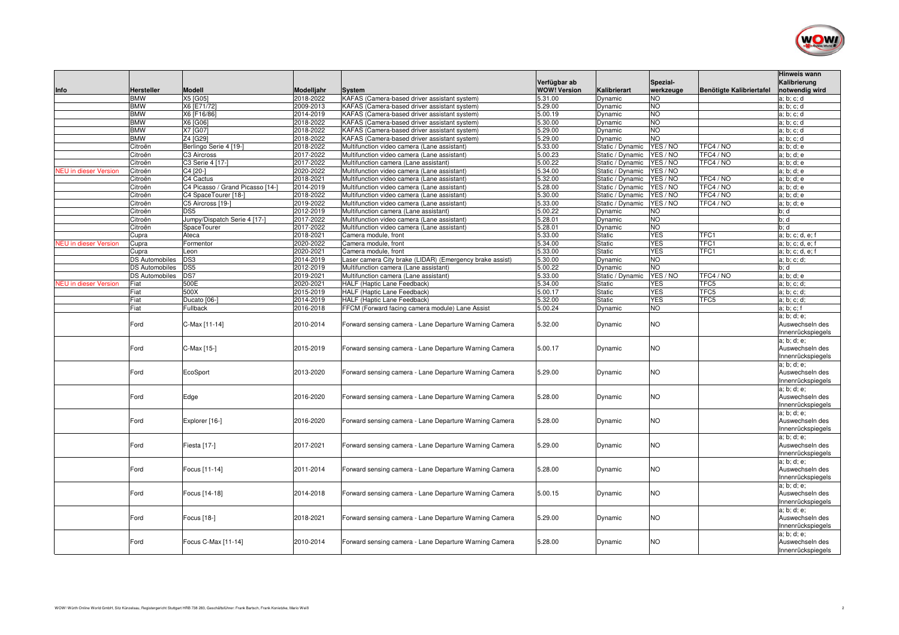| Info | Hersteller | Modell | Modelljahr | System | Verfügbar ab WOW! Version | Kalibrierart | Spezial-werkzeuge | Benötigte Kalibriertafel | Hinweis wann Kalibrierung notwendig wird |
|---|---|---|---|---|---|---|---|---|---|
| | BMW | X5 [G05] | 2018-2022 | KAFAS (Camera-based driver assistant system) | 5.31.00 | Dynamic | NO | | a; b; c; d |
| | BMW | X6 [E71/72] | 2009-2013 | KAFAS (Camera-based driver assistant system) | 5.29.00 | Dynamic | NO | | a; b; c; d |
| | BMW | X6 [F16/86] | 2014-2019 | KAFAS (Camera-based driver assistant system) | 5.00.19 | Dynamic | NO | | a; b; c; d |
| | BMW | X6 [G06] | 2018-2022 | KAFAS (Camera-based driver assistant system) | 5.30.00 | Dynamic | NO | | a; b; c; d |
| | BMW | X7 [G07] | 2018-2022 | KAFAS (Camera-based driver assistant system) | 5.29.00 | Dynamic | NO | | a; b; c; d |
| | BMW | Z4 [G29] | 2018-2022 | KAFAS (Camera-based driver assistant system) | 5.29.00 | Dynamic | NO | | a; b; c; d |
| | Citroën | Berlingo Serie 4 [19-] | 2018-2022 | Multifunction video camera (Lane assistant) | 5.33.00 | Static / Dynamic | YES / NO | TFC4 / NO | a; b; d; e |
| | Citroën | C3 Aircross | 2017-2022 | Multifunction video camera (Lane assistant) | 5.00.23 | Static / Dynamic | YES / NO | TFC4 / NO | a; b; d; e |
| | Citroën | C3 Serie 4 [17-] | 2017-2022 | Multifunction camera (Lane assistant) | 5.00.22 | Static / Dynamic | YES / NO | TFC4 / NO | a; b; d; e |
| NEU in dieser Version | Citroën | C4 [20-] | 2020-2022 | Multifunction video camera (Lane assistant) | 5.34.00 | Static / Dynamic | YES / NO | | a; b; d; e |
| | Citroën | C4 Cactus | 2018-2021 | Multifunction video camera (Lane assistant) | 5.32.00 | Static / Dynamic | YES / NO | TFC4 / NO | a; b; d; e |
| | Citroën | C4 Picasso / Grand Picasso [14-] | 2014-2019 | Multifunction video camera (Lane assistant) | 5.28.00 | Static / Dynamic | YES / NO | TFC4 / NO | a; b; d; e |
| | Citroën | C4 SpaceTourer [18-] | 2018-2022 | Multifunction video camera (Lane assistant) | 5.30.00 | Static / Dynamic | YES / NO | TFC4 / NO | a; b; d; e |
| | Citroën | C5 Aircross [19-] | 2019-2022 | Multifunction video camera (Lane assistant) | 5.33.00 | Static / Dynamic | YES / NO | TFC4 / NO | a; b; d; e |
| | Citroën | DS5 | 2012-2019 | Multifunction camera (Lane assistant) | 5.00.22 | Dynamic | NO | | b; d |
| | Citroën | Jumpy/Dispatch Serie 4 [17-] | 2017-2022 | Multifunction video camera (Lane assistant) | 5.28.01 | Dynamic | NO | | b; d |
| | Citroën | SpaceTourer | 2017-2022 | Multifunction video camera (Lane assistant) | 5.28.01 | Dynamic | NO | | b; d |
| | Cupra | Ateca | 2018-2021 | Camera module, front | 5.33.00 | Static | YES | TFC1 | a; b; c; d, e; f |
| NEU in dieser Version | Cupra | Formentor | 2020-2022 | Camera module, front | 5.34.00 | Static | YES | TFC1 | a; b; c; d, e; f |
| | Cupra | Leon | 2020-2021 | Camera module, front | 5.33.00 | Static | YES | TFC1 | a; b; c; d, e; f |
| | DS Automobiles | DS3 | 2014-2019 | Laser camera City brake (LIDAR) (Emergency brake assist) | 5.30.00 | Dynamic | NO | | a; b; c; d; |
| | DS Automobiles | DS5 | 2012-2019 | Multifunction camera (Lane assistant) | 5.00.22 | Dynamic | NO | | b; d |
| | DS Automobiles | DS7 | 2019-2021 | Multifunction video camera (Lane assistant) | 5.33.00 | Static / Dynamic | YES / NO | TFC4 / NO | a; b; d; e |
| NEU in dieser Version | Fiat | 500E | 2020-2021 | HALF (Haptic Lane Feedback) | 5.34.00 | Static | YES | TFC5 | a; b; c; d; |
| | Fiat | 500X | 2015-2019 | HALF (Haptic Lane Feedback) | 5.00.17 | Static | YES | TFC5 | a; b; c; d; |
| | Fiat | Ducato [06-] | 2014-2019 | HALF (Haptic Lane Feedback) | 5.32.00 | Static | YES | TFC5 | a; b; c; d; |
| | Fiat | Fullback | 2016-2018 | FFCM (Forward facing camera module) Lane Assist | 5.00.24 | Dynamic | NO | | a; b; c; f |
| | Ford | C-Max [11-14] | 2010-2014 | Forward sensing camera - Lane Departure Warning Camera | 5.32.00 | Dynamic | NO | | a; b; d; e; Auswechseln des Innenrückspiegels |
| | Ford | C-Max [15-] | 2015-2019 | Forward sensing camera - Lane Departure Warning Camera | 5.00.17 | Dynamic | NO | | a; b; d; e; Auswechseln des Innenrückspiegels |
| | Ford | EcoSport | 2013-2020 | Forward sensing camera - Lane Departure Warning Camera | 5.29.00 | Dynamic | NO | | a; b; d; e; Auswechseln des Innenrückspiegels |
| | Ford | Edge | 2016-2020 | Forward sensing camera - Lane Departure Warning Camera | 5.28.00 | Dynamic | NO | | a; b; d; e; Auswechseln des Innenrückspiegels |
| | Ford | Explorer [16-] | 2016-2020 | Forward sensing camera - Lane Departure Warning Camera | 5.28.00 | Dynamic | NO | | a; b; d; e; Auswechseln des Innenrückspiegels |
| | Ford | Fiesta [17-] | 2017-2021 | Forward sensing camera - Lane Departure Warning Camera | 5.29.00 | Dynamic | NO | | a; b; d; e; Auswechseln des Innenrückspiegels |
| | Ford | Focus [11-14] | 2011-2014 | Forward sensing camera - Lane Departure Warning Camera | 5.28.00 | Dynamic | NO | | a; b; d; e; Auswechseln des Innenrückspiegels |
| | Ford | Focus [14-18] | 2014-2018 | Forward sensing camera - Lane Departure Warning Camera | 5.00.15 | Dynamic | NO | | a; b; d; e; Auswechseln des Innenrückspiegels |
| | Ford | Focus [18-] | 2018-2021 | Forward sensing camera - Lane Departure Warning Camera | 5.29.00 | Dynamic | NO | | a; b; d; e; Auswechseln des Innenrückspiegels |
| | Ford | Focus C-Max [11-14] | 2010-2014 | Forward sensing camera - Lane Departure Warning Camera | 5.28.00 | Dynamic | NO | | a; b; d; e; Auswechseln des Innenrückspiegels |

WOW! Würth Online World GmbH, Sitz Künzelsau, Registergericht Stuttgart HRB 738 283, Geschäftsführer: Frank Bartsch, Frank Konietzke, Mario Weiß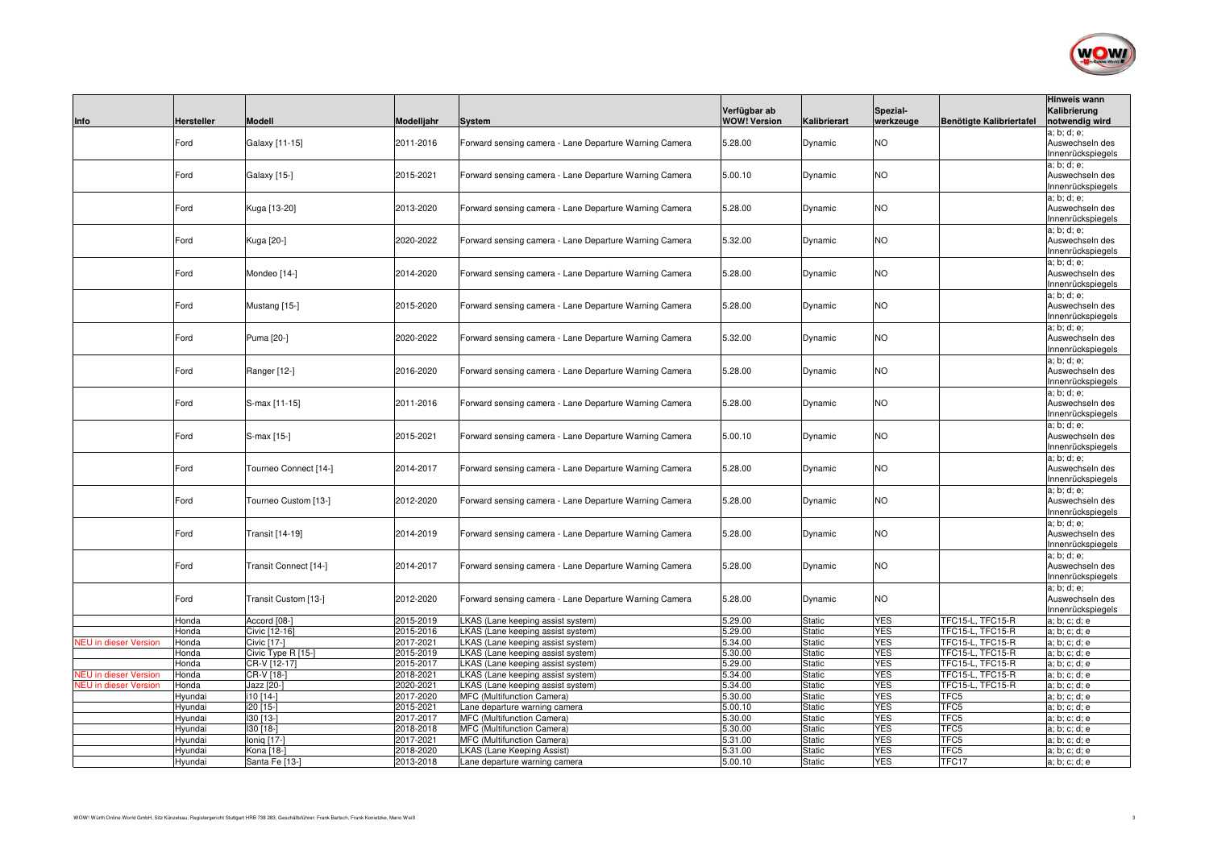| Info | Hersteller | Modell | Modelljahr | System | Verfügbar ab WOW! Version | Kalibrierart | Spezial-werkzeuge | Benötigte Kalibriertafel | Hinweis wann Kalibrierung notwendig wird |
|---|---|---|---|---|---|---|---|---|---|
| | Ford | Galaxy [11-15] | 2011-2016 | Forward sensing camera - Lane Departure Warning Camera | 5.28.00 | Dynamic | NO | | a; b; d; e; Auswechseln des Innenrückspiegels |
| | Ford | Galaxy [15-] | 2015-2021 | Forward sensing camera - Lane Departure Warning Camera | 5.00.10 | Dynamic | NO | | a; b; d; e; Auswechseln des Innenrückspiegels |
| | Ford | Kuga [13-20] | 2013-2020 | Forward sensing camera - Lane Departure Warning Camera | 5.28.00 | Dynamic | NO | | a; b; d; e; Auswechseln des Innenrückspiegels |
| | Ford | Kuga [20-] | 2020-2022 | Forward sensing camera - Lane Departure Warning Camera | 5.32.00 | Dynamic | NO | | a; b; d; e; Auswechseln des Innenrückspiegels |
| | Ford | Mondeo [14-] | 2014-2020 | Forward sensing camera - Lane Departure Warning Camera | 5.28.00 | Dynamic | NO | | a; b; d; e; Auswechseln des Innenrückspiegels |
| | Ford | Mustang [15-] | 2015-2020 | Forward sensing camera - Lane Departure Warning Camera | 5.28.00 | Dynamic | NO | | a; b; d; e; Auswechseln des Innenrückspiegels |
| | Ford | Puma [20-] | 2020-2022 | Forward sensing camera - Lane Departure Warning Camera | 5.32.00 | Dynamic | NO | | a; b; d; e; Auswechseln des Innenrückspiegels |
| | Ford | Ranger [12-] | 2016-2020 | Forward sensing camera - Lane Departure Warning Camera | 5.28.00 | Dynamic | NO | | a; b; d; e; Auswechseln des Innenrückspiegels |
| | Ford | S-max [11-15] | 2011-2016 | Forward sensing camera - Lane Departure Warning Camera | 5.28.00 | Dynamic | NO | | a; b; d; e; Auswechseln des Innenrückspiegels |
| | Ford | S-max [15-] | 2015-2021 | Forward sensing camera - Lane Departure Warning Camera | 5.00.10 | Dynamic | NO | | a; b; d; e; Auswechseln des Innenrückspiegels |
| | Ford | Tourneo Connect [14-] | 2014-2017 | Forward sensing camera - Lane Departure Warning Camera | 5.28.00 | Dynamic | NO | | a; b; d; e; Auswechseln des Innenrückspiegels |
| | Ford | Tourneo Custom [13-] | 2012-2020 | Forward sensing camera - Lane Departure Warning Camera | 5.28.00 | Dynamic | NO | | a; b; d; e; Auswechseln des Innenrückspiegels |
| | Ford | Transit [14-19] | 2014-2019 | Forward sensing camera - Lane Departure Warning Camera | 5.28.00 | Dynamic | NO | | a; b; d; e; Auswechseln des Innenrückspiegels |
| | Ford | Transit Connect [14-] | 2014-2017 | Forward sensing camera - Lane Departure Warning Camera | 5.28.00 | Dynamic | NO | | a; b; d; e; Auswechseln des Innenrückspiegels |
| | Ford | Transit Custom [13-] | 2012-2020 | Forward sensing camera - Lane Departure Warning Camera | 5.28.00 | Dynamic | NO | | a; b; d; e; Auswechseln des Innenrückspiegels |
| | Honda | Accord [08-] | 2015-2019 | LKAS (Lane keeping assist system) | 5.29.00 | Static | YES | TFC15-L, TFC15-R | a; b; c; d; e |
| | Honda | Civic [12-16] | 2015-2016 | LKAS (Lane keeping assist system) | 5.29.00 | Static | YES | TFC15-L, TFC15-R | a; b; c; d; e |
| NEU in dieser Version | Honda | Civic [17-] | 2017-2021 | LKAS (Lane keeping assist system) | 5.34.00 | Static | YES | TFC15-L, TFC15-R | a; b; c; d; e |
| | Honda | Civic Type R [15-] | 2015-2019 | LKAS (Lane keeping assist system) | 5.30.00 | Static | YES | TFC15-L, TFC15-R | a; b; c; d; e |
| | Honda | CR-V [12-17] | 2015-2017 | LKAS (Lane keeping assist system) | 5.29.00 | Static | YES | TFC15-L, TFC15-R | a; b; c; d; e |
| NEU in dieser Version | Honda | CR-V [18-] | 2018-2021 | LKAS (Lane keeping assist system) | 5.34.00 | Static | YES | TFC15-L, TFC15-R | a; b; c; d; e |
| NEU in dieser Version | Honda | Jazz [20-] | 2020-2021 | LKAS (Lane keeping assist system) | 5.34.00 | Static | YES | TFC15-L, TFC15-R | a; b; c; d; e |
| | Hyundai | i10 [14-] | 2017-2020 | MFC (Multifunction Camera) | 5.30.00 | Static | YES | TFC5 | a; b; c; d; e |
| | Hyundai | i20 [15-] | 2015-2021 | Lane departure warning camera | 5.00.10 | Static | YES | TFC5 | a; b; c; d; e |
| | Hyundai | I30 [13-] | 2017-2017 | MFC (Multifunction Camera) | 5.30.00 | Static | YES | TFC5 | a; b; c; d; e |
| | Hyundai | I30 [18-] | 2018-2018 | MFC (Multifunction Camera) | 5.30.00 | Static | YES | TFC5 | a; b; c; d; e |
| | Hyundai | Ioniq [17-] | 2017-2021 | MFC (Multifunction Camera) | 5.31.00 | Static | YES | TFC5 | a; b; c; d; e |
| | Hyundai | Kona [18-] | 2018-2020 | LKAS (Lane Keeping Assist) | 5.31.00 | Static | YES | TFC5 | a; b; c; d; e |
| | Hyundai | Santa Fe [13-] | 2013-2018 | Lane departure warning camera | 5.00.10 | Static | YES | TFC17 | a; b; c; d; e |

WOW! Würth Online World GmbH, Sitz Künzelsau, Registergericht Stuttgart HRB 738 283, Geschäftsführer: Frank Bartsch, Frank Konietzke, Mario Weiß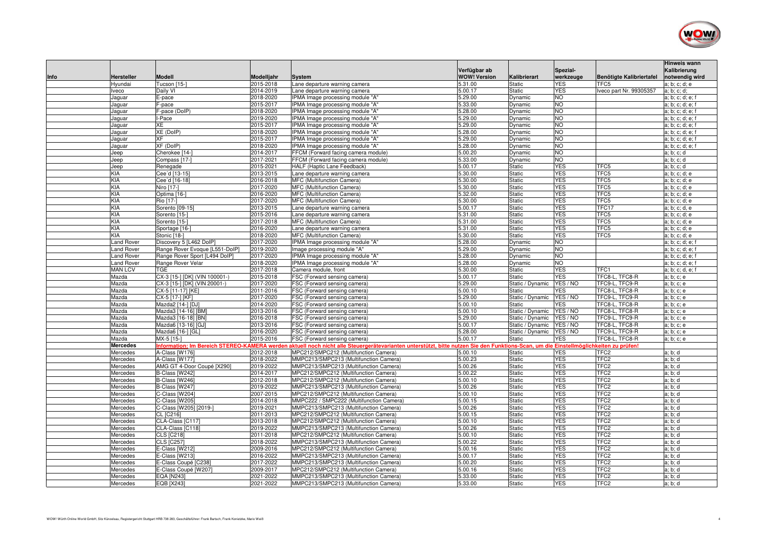| Info | Hersteller | Modell | Modelljahr | System | Verfügbar ab WOW! Version | Kalibrierart | Spezial-werkzeuge | Benötigte Kalibriertafel | Hinweis wann Kalibrierung notwendig wird |
|---|---|---|---|---|---|---|---|---|---|
| | Hyundai | Tucson [15-] | 2015-2018 | Lane departure warning camera | 5.31.00 | Static | YES | TFC5 | a; b; c; d; e |
| | Iveco | Daily VI | 2014-2019 | Lane departure warning camera | 5.00.17 | Static | YES | Iveco part Nr. 99305357 | a; b; c; d; |
| | Jaguar | E-pace | 2018-2020 | IPMA Image processing module "A" | 5.29.00 | Dynamic | NO | | a; b; c; d; e; f |
| | Jaguar | F-pace | 2015-2017 | IPMA Image processing module "A" | 5.33.00 | Dynamic | NO | | a; b; c; d; e; f |
| | Jaguar | F-pace (DoIP) | 2018-2020 | IPMA Image processing module "A" | 5.28.00 | Dynamic | NO | | a; b; c; d; e; f |
| | Jaguar | I-Pace | 2019-2020 | IPMA Image processing module "A" | 5.29.00 | Dynamic | NO | | a; b; c; d; e; f |
| | Jaguar | XE | 2015-2017 | IPMA Image processing module "A" | 5.29.00 | Dynamic | NO | | a; b; c; d; e; f |
| | Jaguar | XE (DoIP) | 2018-2020 | IPMA Image processing module "A" | 5.28.00 | Dynamic | NO | | a; b; c; d; e; f |
| | Jaguar | XF | 2015-2017 | IPMA Image processing module "A" | 5.29.00 | Dynamic | NO | | a; b; c; d; e; f |
| | Jaguar | XF (DoIP) | 2018-2020 | IPMA Image processing module "A" | 5.28.00 | Dynamic | NO | | a; b; c; d; e; f |
| | Jeep | Cherokee [14-] | 2014-2017 | FFCM (Forward facing camera module) | 5.00.20 | Dynamic | NO | | a; b; c; d |
| | Jeep | Compass [17-] | 2017-2021 | FFCM (Forward facing camera module) | 5.33.00 | Dynamic | NO | | a; b; c; d |
| | Jeep | Renegade | 2015-2021 | HALF (Haptic Lane Feedback) | 5.00.17 | Static | YES | TFC5 | a; b; c; d |
| | KIA | Cee´d [13-15] | 2013-2015 | Lane departure warning camera | 5.30.00 | Static | YES | TFC5 | a; b; c; d; e |
| | KIA | Cee´d [16-18] | 2016-2018 | MFC (Multifunction Camera) | 5.30.00 | Static | YES | TFC5 | a; b; c; d; e |
| | KIA | Niro [17-] | 2017-2020 | MFC (Multifunction Camera) | 5.30.00 | Static | YES | TFC5 | a; b; c; d; e |
| | KIA | Optima [16-] | 2016-2020 | MFC (Multifunction Camera) | 5.32.00 | Static | YES | TFC5 | a; b; c; d; e |
| | KIA | Rio [17-] | 2017-2020 | MFC (Multifunction Camera) | 5.30.00 | Static | YES | TFC5 | a; b; c; d; e |
| | KIA | Sorento [09-15] | 2013-2015 | Lane departure warning camera | 5.00.17 | Static | YES | TFC17 | a; b; c; d, e |
| | KIA | Sorento [15-] | 2015-2016 | Lane departure warning camera | 5.31.00 | Static | YES | TFC5 | a; b; c; d; e |
| | KIA | Sorento [15-] | 2017-2018 | MFC (Multifunction Camera) | 5.31.00 | Static | YES | TFC5 | a; b; c; d; e |
| | KIA | Sportage [16-] | 2016-2020 | Lane departure warning camera | 5.31.00 | Static | YES | TFC5 | a; b; c; d; e |
| | KIA | Stonic [18-] | 2018-2020 | MFC (Multifunction Camera) | 5.30.00 | Static | YES | TFC5 | a; b; c; d; e |
| | Land Rover | Discovery 5 [L462 DoIP] | 2017-2020 | IPMA Image processing module "A" | 5.28.00 | Dynamic | NO | | a; b; c; d; e; f |
| | Land Rover | Range Rover Evoque [L551-DoIP] | 2019-2020 | Image processing module "A" | 5.29.00 | Dynamic | NO | | a; b; c; d; e; f |
| | Land Rover | Range Rover Sport [L494 DoIP] | 2017-2020 | IPMA Image processing module "A" | 5.28.00 | Dynamic | NO | | a; b; c; d; e; f |
| | Land Rover | Range Rover Velar | 2018-2020 | IPMA Image processing module "A" | 5.28.00 | Dynamic | NO | | a; b; c; d; e; f |
| | MAN LCV | TGE | 2017-2018 | Camera module, front | 5.30.00 | Static | YES | TFC1 | a; b; c; d, e; f |
| | Mazda | CX-3 [15-] [DK] (VIN 100001-) | 2015-2018 | FSC (Forward sensing camera) | 5.00.17 | Static | YES | TFC8-L, TFC8-R | a; b; c; e |
| | Mazda | CX-3 [15-] [DK] (VIN 20001-) | 2017-2020 | FSC (Forward sensing camera) | 5.29.00 | Static / Dynamic | YES / NO | TFC9-L, TFC9-R | a; b; c; e |
| | Mazda | CX-5 [11-17] [KE] | 2011-2016 | FSC (Forward sensing camera) | 5.00.10 | Static | YES | TFC8-L, TFC8-R | a; b; c; e |
| | Mazda | CX-5 [17-] [KF] | 2017-2020 | FSC (Forward sensing camera) | 5.29.00 | Static / Dynamic | YES / NO | TFC9-L, TFC9-R | a; b; c; e |
| | Mazda | Mazda2 [14-] [DJ] | 2014-2020 | FSC (Forward sensing camera) | 5.00.10 | Static | YES | TFC8-L, TFC8-R | a; b; c; e |
| | Mazda | Mazda3 [14-16] [BM] | 2013-2016 | FSC (Forward sensing camera) | 5.00.10 | Static / Dynamic | YES / NO | TFC8-L, TFC8-R | a; b; c; e |
| | Mazda | Mazda3 [16-18] [BN] | 2016-2018 | FSC (Forward sensing camera) | 5.29.00 | Static / Dynamic | YES / NO | TFC9-L, TFC9-R | a; b; c; e |
| | Mazda | Mazda6 [13-16] [GJ] | 2013-2016 | FSC (Forward sensing camera) | 5.00.17 | Static / Dynamic | YES / NO | TFC8-L, TFC8-R | a; b; c; e |
| | Mazda | Mazda6 [16-] [GL] | 2016-2020 | FSC (Forward sensing camera) | 5.28.00 | Static / Dynamic | YES / NO | TFC9-L, TFC9-R | a; b; c; e |
| | Mazda | MX-5 [15-] | 2015-2016 | FSC (Forward sensing camera) | 5.00.17 | Static | YES | TFC8-L, TFC8-R | a; b; c; e |
| | **Mercedes** | **Information: Im Bereich STEREO-KAMERA werden aktuell noch nicht alle Steuergerätevarianten unterstützt, bitte nutzen Sie den Funktions-Scan, um die Einstellmöglichkeiten zu prüfen!** | | | | | | | |
| | Mercedes | A-Class [W176] | 2012-2018 | MPC212/SMPC212 (Multifunction Camera) | 5.00.10 | Static | YES | TFC2 | a; b; d |
| | Mercedes | A-Class [W177] | 2018-2022 | MMPC213/SMPC213 (Multifunction Camera) | 5.00.23 | Static | YES | TFC2 | a; b; d |
| | Mercedes | AMG GT 4-Door Coupé [X290] | 2019-2022 | MMPC213/SMPC213 (Multifunction Camera) | 5.00.26 | Static | YES | TFC2 | a; b; d |
| | Mercedes | B-Class [W242] | 2014-2017 | MPC212/SMPC212 (Multifunction Camera) | 5.00.22 | Static | YES | TFC2 | a; b; d |
| | Mercedes | B-Class [W246] | 2012-2018 | MPC212/SMPC212 (Multifunction Camera) | 5.00.10 | Static | YES | TFC2 | a; b; d |
| | Mercedes | B-Class [W247] | 2019-2022 | MMPC213/SMPC213 (Multifunction Camera) | 5.00.26 | Static | YES | TFC2 | a; b; d |
| | Mercedes | C-Class [W204] | 2007-2015 | MPC212/SMPC212 (Multifunction Camera) | 5.00.10 | Static | YES | TFC2 | a; b; d |
| | Mercedes | C-Class [W205] | 2014-2018 | MMPC222 / SMPC222 (Multifunction Camera) | 5.00.15 | Static | YES | TFC2 | a; b; d |
| | Mercedes | C-Class [W205] [2019-] | 2019-2021 | MMPC213/SMPC213 (Multifunction Camera) | 5.00.26 | Static | YES | TFC2 | a; b; d |
| | Mercedes | CL [C216] | 2011-2013 | MPC212/SMPC212 (Multifunction Camera) | 5.00.15 | Static | YES | TFC2 | a; b; d |
| | Mercedes | CLA-Class [C117] | 2013-2018 | MPC212/SMPC212 (Multifunction Camera) | 5.00.10 | Static | YES | TFC2 | a; b; d |
| | Mercedes | CLA-Class [C118] | 2019-2022 | MMPC213/SMPC213 (Multifunction Camera) | 5.00.26 | Static | YES | TFC2 | a; b; d |
| | Mercedes | CLS [C218] | 2011-2018 | MPC212/SMPC212 (Multifunction Camera) | 5.00.10 | Static | YES | TFC2 | a; b; d |
| | Mercedes | CLS [C257] | 2018-2022 | MMPC213/SMPC213 (Multifunction Camera) | 5.00.22 | Static | YES | TFC2 | a; b; d |
| | Mercedes | E-Class [W212] | 2009-2016 | MPC212/SMPC212 (Multifunction Camera) | 5.00.16 | Static | YES | TFC2 | a; b; d |
| | Mercedes | E-Class [W213] | 2016-2022 | MMPC213/SMPC213 (Multifunction Camera) | 5.00.17 | Static | YES | TFC2 | a; b; d |
| | Mercedes | E-Class Coupé [C238] | 2017-2022 | MMPC213/SMPC213 (Multifunction Camera) | 5.00.20 | Static | YES | TFC2 | a; b; d |
| | Mercedes | E-Class Coupé [W207] | 2009-2017 | MPC212/SMPC212 (Multifunction Camera) | 5.00.16 | Static | YES | TFC2 | a; b; d |
| | Mercedes | EQA [N243] | 2021-2022 | MMPC213/SMPC213 (Multifunction Camera) | 5.33.00 | Static | YES | TFC2 | a; b; d |
| | Mercedes | EQB [X243] | 2021-2022 | MMPC213/SMPC213 (Multifunction Camera) | 5.33.00 | Static | YES | TFC2 | a; b; d |

WOW! Würth Online World GmbH, Sitz Künzelsau, Registergericht Stuttgart HRB 738 283, Geschäftsführer: Frank Bartsch, Frank Konietzke, Mario Weiß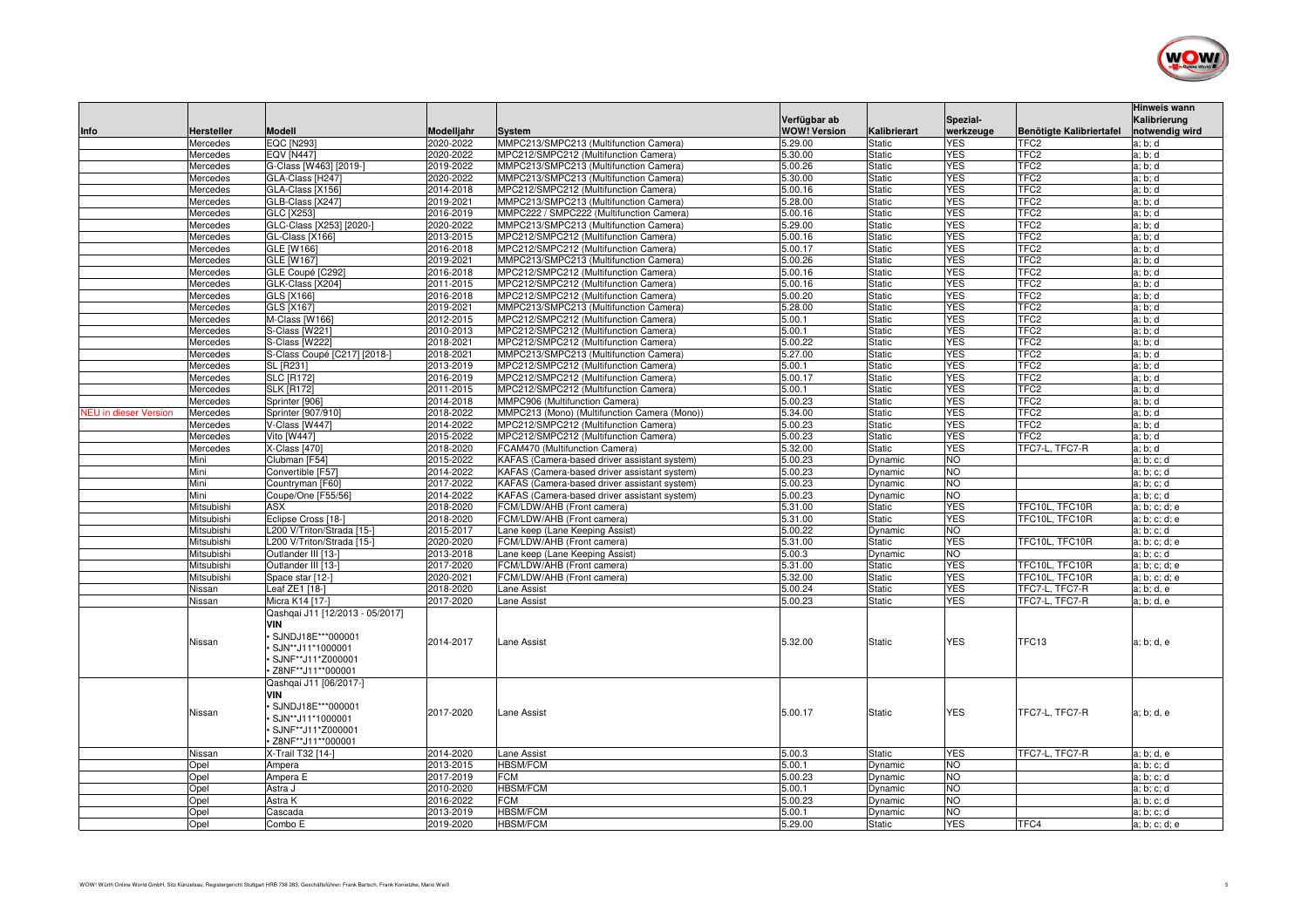| Info | Hersteller | Modell | Modelljahr | System | Verfügbar ab WOW! Version | Kalibrierart | Spezial-werkzeuge | Benötigte Kalibriertafel | Hinweis wann Kalibrierung notwendig wird |
|---|---|---|---|---|---|---|---|---|---|
| | Mercedes | EQC [N293] | 2020-2022 | MMPC213/SMPC213 (Multifunction Camera) | 5.29.00 | Static | YES | TFC2 | a; b; d |
| | Mercedes | EQV [N447] | 2020-2022 | MPC212/SMPC212 (Multifunction Camera) | 5.30.00 | Static | YES | TFC2 | a; b; d |
| | Mercedes | G-Class [W463] [2019-] | 2019-2022 | MMPC213/SMPC213 (Multifunction Camera) | 5.00.26 | Static | YES | TFC2 | a; b; d |
| | Mercedes | GLA-Class [H247] | 2020-2022 | MMPC213/SMPC213 (Multifunction Camera) | 5.30.00 | Static | YES | TFC2 | a; b; d |
| | Mercedes | GLA-Class [X156] | 2014-2018 | MPC212/SMPC212 (Multifunction Camera) | 5.00.16 | Static | YES | TFC2 | a; b; d |
| | Mercedes | GLB-Class [X247] | 2019-2021 | MMPC213/SMPC213 (Multifunction Camera) | 5.28.00 | Static | YES | TFC2 | a; b; d |
| | Mercedes | GLC [X253] | 2016-2019 | MMPC222 / SMPC222 (Multifunction Camera) | 5.00.16 | Static | YES | TFC2 | a; b; d |
| | Mercedes | GLC-Class [X253] [2020-] | 2020-2022 | MMPC213/SMPC213 (Multifunction Camera) | 5.29.00 | Static | YES | TFC2 | a; b; d |
| | Mercedes | GL-Class [X166] | 2013-2015 | MPC212/SMPC212 (Multifunction Camera) | 5.00.16 | Static | YES | TFC2 | a; b; d |
| | Mercedes | GLE [W166] | 2016-2018 | MPC212/SMPC212 (Multifunction Camera) | 5.00.17 | Static | YES | TFC2 | a; b; d |
| | Mercedes | GLE [W167] | 2019-2021 | MMPC213/SMPC213 (Multifunction Camera) | 5.00.26 | Static | YES | TFC2 | a; b; d |
| | Mercedes | GLE Coupé [C292] | 2016-2018 | MPC212/SMPC212 (Multifunction Camera) | 5.00.16 | Static | YES | TFC2 | a; b; d |
| | Mercedes | GLK-Class [X204] | 2011-2015 | MPC212/SMPC212 (Multifunction Camera) | 5.00.16 | Static | YES | TFC2 | a; b; d |
| | Mercedes | GLS [X166] | 2016-2018 | MPC212/SMPC212 (Multifunction Camera) | 5.00.20 | Static | YES | TFC2 | a; b; d |
| | Mercedes | GLS [X167] | 2019-2021 | MMPC213/SMPC213 (Multifunction Camera) | 5.28.00 | Static | YES | TFC2 | a; b; d |
| | Mercedes | M-Class [W166] | 2012-2015 | MPC212/SMPC212 (Multifunction Camera) | 5.00.1 | Static | YES | TFC2 | a; b; d |
| | Mercedes | S-Class [W221] | 2010-2013 | MPC212/SMPC212 (Multifunction Camera) | 5.00.1 | Static | YES | TFC2 | a; b; d |
| | Mercedes | S-Class [W222] | 2018-2021 | MPC212/SMPC212 (Multifunction Camera) | 5.00.22 | Static | YES | TFC2 | a; b; d |
| | Mercedes | S-Class Coupé [C217] [2018-] | 2018-2021 | MMPC213/SMPC213 (Multifunction Camera) | 5.27.00 | Static | YES | TFC2 | a; b; d |
| | Mercedes | SL [R231] | 2013-2019 | MPC212/SMPC212 (Multifunction Camera) | 5.00.1 | Static | YES | TFC2 | a; b; d |
| | Mercedes | SLC [R172] | 2016-2019 | MPC212/SMPC212 (Multifunction Camera) | 5.00.17 | Static | YES | TFC2 | a; b; d |
| | Mercedes | SLK [R172] | 2011-2015 | MPC212/SMPC212 (Multifunction Camera) | 5.00.1 | Static | YES | TFC2 | a; b; d |
| | Mercedes | Sprinter [906] | 2014-2018 | MMPC906 (Multifunction Camera) | 5.00.23 | Static | YES | TFC2 | a; b; d |
| NEU in dieser Version | Mercedes | Sprinter [907/910] | 2018-2022 | MMPC213 (Mono) (Multifunction Camera (Mono)) | 5.34.00 | Static | YES | TFC2 | a; b; d |
| | Mercedes | V-Class [W447] | 2014-2022 | MPC212/SMPC212 (Multifunction Camera) | 5.00.23 | Static | YES | TFC2 | a; b; d |
| | Mercedes | Vito [W447] | 2015-2022 | MPC212/SMPC212 (Multifunction Camera) | 5.00.23 | Static | YES | TFC2 | a; b; d |
| | Mercedes | X-Class [470] | 2018-2020 | FCAM470 (Multifunction Camera) | 5.32.00 | Static | YES | TFC7-L, TFC7-R | a; b; d |
| | Mini | Clubman [F54] | 2015-2022 | KAFAS (Camera-based driver assistant system) | 5.00.23 | Dynamic | NO | | a; b; c; d |
| | Mini | Convertible [F57] | 2014-2022 | KAFAS (Camera-based driver assistant system) | 5.00.23 | Dynamic | NO | | a; b; c; d |
| | Mini | Countryman [F60] | 2017-2022 | KAFAS (Camera-based driver assistant system) | 5.00.23 | Dynamic | NO | | a; b; c; d |
| | Mini | Coupe/One [F55/56] | 2014-2022 | KAFAS (Camera-based driver assistant system) | 5.00.23 | Dynamic | NO | | a; b; c; d |
| | Mitsubishi | ASX | 2018-2020 | FCM/LDW/AHB (Front camera) | 5.31.00 | Static | YES | TFC10L, TFC10R | a; b; c; d; e |
| | Mitsubishi | Eclipse Cross [18-] | 2018-2020 | FCM/LDW/AHB (Front camera) | 5.31.00 | Static | YES | TFC10L, TFC10R | a; b; c; d; e |
| | Mitsubishi | L200 V/Triton/Strada [15-] | 2015-2017 | Lane keep (Lane Keeping Assist) | 5.00.22 | Dynamic | NO | | a; b; c; d |
| | Mitsubishi | L200 V/Triton/Strada [15-] | 2020-2020 | FCM/LDW/AHB (Front camera) | 5.31.00 | Static | YES | TFC10L, TFC10R | a; b; c; d; e |
| | Mitsubishi | Outlander III [13-] | 2013-2018 | Lane keep (Lane Keeping Assist) | 5.00.3 | Dynamic | NO | | a; b; c; d |
| | Mitsubishi | Outlander III [13-] | 2017-2020 | FCM/LDW/AHB (Front camera) | 5.31.00 | Static | YES | TFC10L, TFC10R | a; b; c; d; e |
| | Mitsubishi | Space star [12-] | 2020-2021 | FCM/LDW/AHB (Front camera) | 5.32.00 | Static | YES | TFC10L, TFC10R | a; b; c; d; e |
| | Nissan | Leaf ZE1 [18-] | 2018-2020 | Lane Assist | 5.00.24 | Static | YES | TFC7-L, TFC7-R | a; b; d, e |
| | Nissan | Micra K14 [17-] | 2017-2020 | Lane Assist | 5.00.23 | Static | YES | TFC7-L, TFC7-R | a; b; d, e |
| | Nissan | Qashqai J11 [12/2013 - 05/2017] **VIN** • SJNDJ18E***000001 • SJN**J11*1000001 • SJNF**J11*Z000001 • Z8NF**J11**000001 | 2014-2017 | Lane Assist | 5.32.00 | Static | YES | TFC13 | a; b; d, e |
| | Nissan | Qashqai J11 [06/2017-] **VIN** • SJNDJ18E***000001 • SJN**J11*1000001 • SJNF**J11*Z000001 • Z8NF**J11**000001 | 2017-2020 | Lane Assist | 5.00.17 | Static | YES | TFC7-L, TFC7-R | a; b; d, e |
| | Nissan | X-Trail T32 [14-] | 2014-2020 | Lane Assist | 5.00.3 | Static | YES | TFC7-L, TFC7-R | a; b; d, e |
| | Opel | Ampera | 2013-2015 | HBSM/FCM | 5.00.1 | Dynamic | NO | | a; b; c; d |
| | Opel | Ampera E | 2017-2019 | FCM | 5.00.23 | Dynamic | NO | | a; b; c; d |
| | Opel | Astra J | 2010-2020 | HBSM/FCM | 5.00.1 | Dynamic | NO | | a; b; c; d |
| | Opel | Astra K | 2016-2022 | FCM | 5.00.23 | Dynamic | NO | | a; b; c; d |
| | Opel | Cascada | 2013-2019 | HBSM/FCM | 5.00.1 | Dynamic | NO | | a; b; c; d |
| | Opel | Combo E | 2019-2020 | HBSM/FCM | 5.29.00 | Static | YES | TFC4 | a; b; c; d; e |

WOW! Würth Online World GmbH, Sitz Künzelsau, Registergericht Stuttgart HRB 738 263, Geschäftsführer: Frank Bartsch, Frank Konietzke, Mario Weiß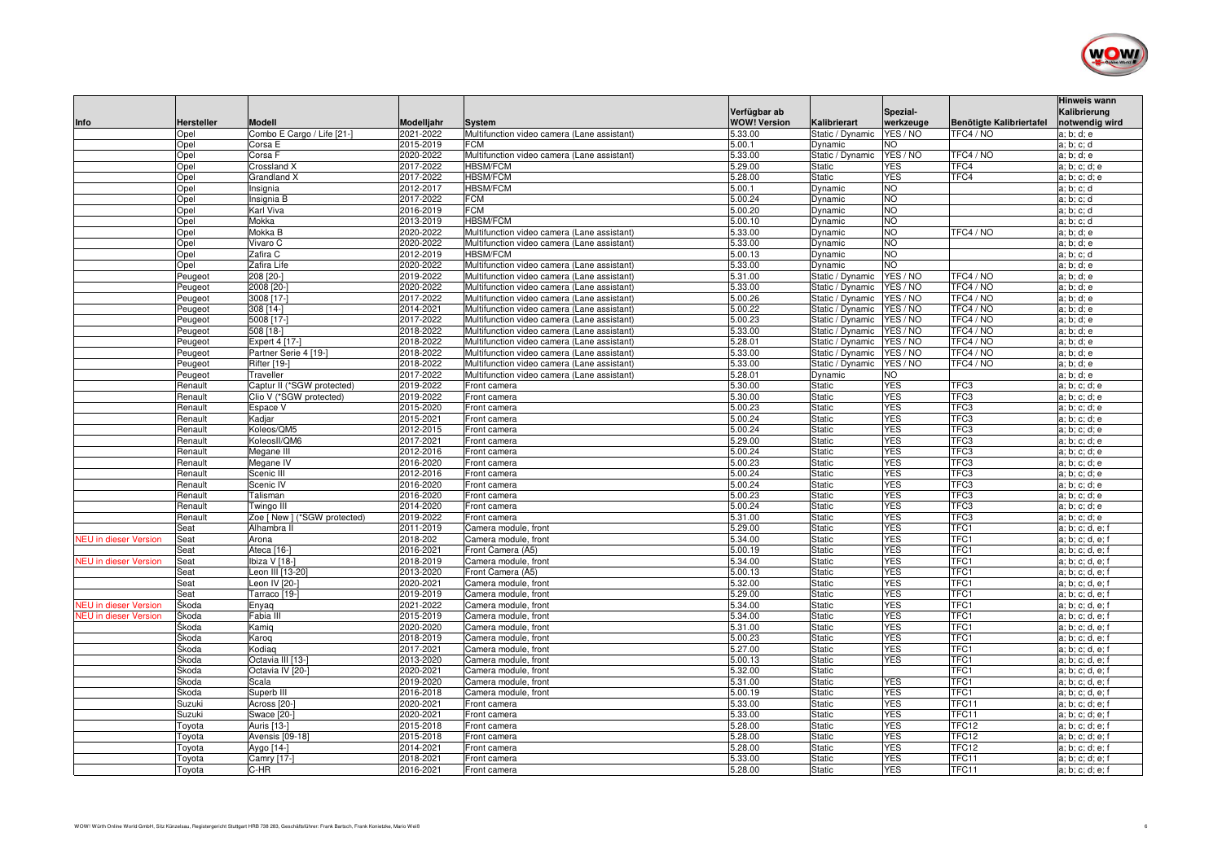| Info | Hersteller | Modell | Modelljahr | System | Verfügbar ab WOW! Version | Kalibrierart | Spezial-werkzeuge | Benötigte Kalibriertafel | Hinweis wann Kalibrierung notwendig wird |
|---|---|---|---|---|---|---|---|---|---|
| | Opel | Combo E Cargo / Life [21-] | 2021-2022 | Multifunction video camera (Lane assistant) | 5.33.00 | Static / Dynamic | YES / NO | TFC4 / NO | a; b; d; e |
| | Opel | Corsa E | 2015-2019 | FCM | 5.00.1 | Dynamic | NO | | a; b; c; d |
| | Opel | Corsa F | 2020-2022 | Multifunction video camera (Lane assistant) | 5.33.00 | Static / Dynamic | YES / NO | TFC4 / NO | a; b; d; e |
| | Opel | Crossland X | 2017-2022 | HBSM/FCM | 5.29.00 | Static | YES | TFC4 | a; b; c; d; e |
| | Opel | Grandland X | 2017-2022 | HBSM/FCM | 5.28.00 | Static | YES | TFC4 | a; b; c; d; e |
| | Opel | Insignia | 2012-2017 | HBSM/FCM | 5.00.1 | Dynamic | NO | | a; b; c; d |
| | Opel | Insignia B | 2017-2022 | FCM | 5.00.24 | Dynamic | NO | | a; b; c; d |
| | Opel | Karl Viva | 2016-2019 | FCM | 5.00.20 | Dynamic | NO | | a; b; c; d |
| | Opel | Mokka | 2013-2019 | HBSM/FCM | 5.00.10 | Dynamic | NO | | a; b; c; d |
| | Opel | Mokka B | 2020-2022 | Multifunction video camera (Lane assistant) | 5.33.00 | Dynamic | NO | TFC4 / NO | a; b; d; e |
| | Opel | Vivaro C | 2020-2022 | Multifunction video camera (Lane assistant) | 5.33.00 | Dynamic | NO | | a; b; d; e |
| | Opel | Zafira C | 2012-2019 | HBSM/FCM | 5.00.13 | Dynamic | NO | | a; b; c; d |
| | Opel | Zafira Life | 2020-2022 | Multifunction video camera (Lane assistant) | 5.33.00 | Dynamic | NO | | a; b; d; e |
| | Peugeot | 208 [20-] | 2019-2022 | Multifunction video camera (Lane assistant) | 5.31.00 | Static / Dynamic | YES / NO | TFC4 / NO | a; b; d; e |
| | Peugeot | 2008 [20-] | 2020-2022 | Multifunction video camera (Lane assistant) | 5.33.00 | Static / Dynamic | YES / NO | TFC4 / NO | a; b; d; e |
| | Peugeot | 3008 [17-] | 2017-2022 | Multifunction video camera (Lane assistant) | 5.00.26 | Static / Dynamic | YES / NO | TFC4 / NO | a; b; d; e |
| | Peugeot | 308 [14-] | 2014-2021 | Multifunction video camera (Lane assistant) | 5.00.22 | Static / Dynamic | YES / NO | TFC4 / NO | a; b; d; e |
| | Peugeot | 5008 [17-] | 2017-2022 | Multifunction video camera (Lane assistant) | 5.00.23 | Static / Dynamic | YES / NO | TFC4 / NO | a; b; d; e |
| | Peugeot | 508 [18-] | 2018-2022 | Multifunction video camera (Lane assistant) | 5.33.00 | Static / Dynamic | YES / NO | TFC4 / NO | a; b; d; e |
| | Peugeot | Expert 4 [17-] | 2018-2022 | Multifunction video camera (Lane assistant) | 5.28.01 | Static / Dynamic | YES / NO | TFC4 / NO | a; b; d; e |
| | Peugeot | Partner Serie 4 [19-] | 2018-2022 | Multifunction video camera (Lane assistant) | 5.33.00 | Static / Dynamic | YES / NO | TFC4 / NO | a; b; d; e |
| | Peugeot | Rifter [19-] | 2018-2022 | Multifunction video camera (Lane assistant) | 5.33.00 | Static / Dynamic | YES / NO | TFC4 / NO | a; b; d; e |
| | Peugeot | Traveller | 2017-2022 | Multifunction video camera (Lane assistant) | 5.28.01 | Dynamic | NO | | a; b; d; e |
| | Renault | Captur II (*SGW protected) | 2019-2022 | Front camera | 5.30.00 | Static | YES | TFC3 | a; b; c; d; e |
| | Renault | Clio V (*SGW protected) | 2019-2022 | Front camera | 5.30.00 | Static | YES | TFC3 | a; b; c; d; e |
| | Renault | Espace V | 2015-2020 | Front camera | 5.00.23 | Static | YES | TFC3 | a; b; c; d; e |
| | Renault | Kadjar | 2015-2021 | Front camera | 5.00.24 | Static | YES | TFC3 | a; b; c; d; e |
| | Renault | Koleos/QM5 | 2012-2015 | Front camera | 5.00.24 | Static | YES | TFC3 | a; b; c; d; e |
| | Renault | KoleosII/QM6 | 2017-2021 | Front camera | 5.29.00 | Static | YES | TFC3 | a; b; c; d; e |
| | Renault | Megane III | 2012-2016 | Front camera | 5.00.24 | Static | YES | TFC3 | a; b; c; d; e |
| | Renault | Megane IV | 2016-2020 | Front camera | 5.00.23 | Static | YES | TFC3 | a; b; c; d; e |
| | Renault | Scenic III | 2012-2016 | Front camera | 5.00.24 | Static | YES | TFC3 | a; b; c; d; e |
| | Renault | Scenic IV | 2016-2020 | Front camera | 5.00.24 | Static | YES | TFC3 | a; b; c; d; e |
| | Renault | Talisman | 2016-2020 | Front camera | 5.00.23 | Static | YES | TFC3 | a; b; c; d; e |
| | Renault | Twingo III | 2014-2020 | Front camera | 5.00.24 | Static | YES | TFC3 | a; b; c; d; e |
| | Renault | Zoe [ New ] (*SGW protected) | 2019-2022 | Front camera | 5.31.00 | Static | YES | TFC3 | a; b; c; d; e |
| | Seat | Alhambra II | 2011-2019 | Camera module, front | 5.29.00 | Static | YES | TFC1 | a; b; c; d, e; f |
| NEU in dieser Version | Seat | Arona | 2018-202 | Camera module, front | 5.34.00 | Static | YES | TFC1 | a; b; c; d, e; f |
| | Seat | Ateca [16-] | 2016-2021 | Front Camera (A5) | 5.00.19 | Static | YES | TFC1 | a; b; c; d, e; f |
| NEU in dieser Version | Seat | Ibiza V [18-] | 2018-2019 | Camera module, front | 5.34.00 | Static | YES | TFC1 | a; b; c; d, e; f |
| | Seat | Leon III [13-20] | 2013-2020 | Front Camera (A5) | 5.00.13 | Static | YES | TFC1 | a; b; c; d, e; f |
| | Seat | Leon IV [20-] | 2020-2021 | Camera module, front | 5.32.00 | Static | YES | TFC1 | a; b; c; d, e; f |
| | Seat | Tarraco [19-] | 2019-2019 | Camera module, front | 5.29.00 | Static | YES | TFC1 | a; b; c; d, e; f |
| NEU in dieser Version | Škoda | Enyaq | 2021-2022 | Camera module, front | 5.34.00 | Static | YES | TFC1 | a; b; c; d, e; f |
| NEU in dieser Version | Škoda | Fabia III | 2015-2019 | Camera module, front | 5.34.00 | Static | YES | TFC1 | a; b; c; d, e; f |
| | Škoda | Kamiq | 2020-2020 | Camera module, front | 5.31.00 | Static | YES | TFC1 | a; b; c; d, e; f |
| | Škoda | Karoq | 2018-2019 | Camera module, front | 5.00.23 | Static | YES | TFC1 | a; b; c; d, e; f |
| | Škoda | Kodiaq | 2017-2021 | Camera module, front | 5.27.00 | Static | YES | TFC1 | a; b; c; d, e; f |
| | Škoda | Octavia III [13-] | 2013-2020 | Camera module, front | 5.00.13 | Static | YES | TFC1 | a; b; c; d, e; f |
| | Škoda | Octavia IV [20-] | 2020-2021 | Camera module, front | 5.32.00 | Static | | TFC1 | a; b; c; d, e; f |
| | Škoda | Scala | 2019-2020 | Camera module, front | 5.31.00 | Static | YES | TFC1 | a; b; c; d, e; f |
| | Škoda | Superb III | 2016-2018 | Camera module, front | 5.00.19 | Static | YES | TFC1 | a; b; c; d, e; f |
| | Suzuki | Across [20-] | 2020-2021 | Front camera | 5.33.00 | Static | YES | TFC11 | a; b; c; d; e; f |
| | Suzuki | Swace [20-] | 2020-2021 | Front camera | 5.33.00 | Static | YES | TFC11 | a; b; c; d; e; f |
| | Toyota | Auris [13-] | 2015-2018 | Front camera | 5.28.00 | Static | YES | TFC12 | a; b; c; d; e; f |
| | Toyota | Avensis [09-18] | 2015-2018 | Front camera | 5.28.00 | Static | YES | TFC12 | a; b; c; d; e; f |
| | Toyota | Aygo [14-] | 2014-2021 | Front camera | 5.28.00 | Static | YES | TFC12 | a; b; c; d; e; f |
| | Toyota | Camry [17-] | 2018-2021 | Front camera | 5.33.00 | Static | YES | TFC11 | a; b; c; d; e; f |
| | Toyota | C-HR | 2016-2021 | Front camera | 5.28.00 | Static | YES | TFC11 | a; b; c; d; e; f |

WOW! Würth Online World GmbH, Sitz Künzelsau, Registergericht Stuttgart HRB 738 283, Geschäftsführer: Frank Bartsch, Frank Konietzke, Mario Weiß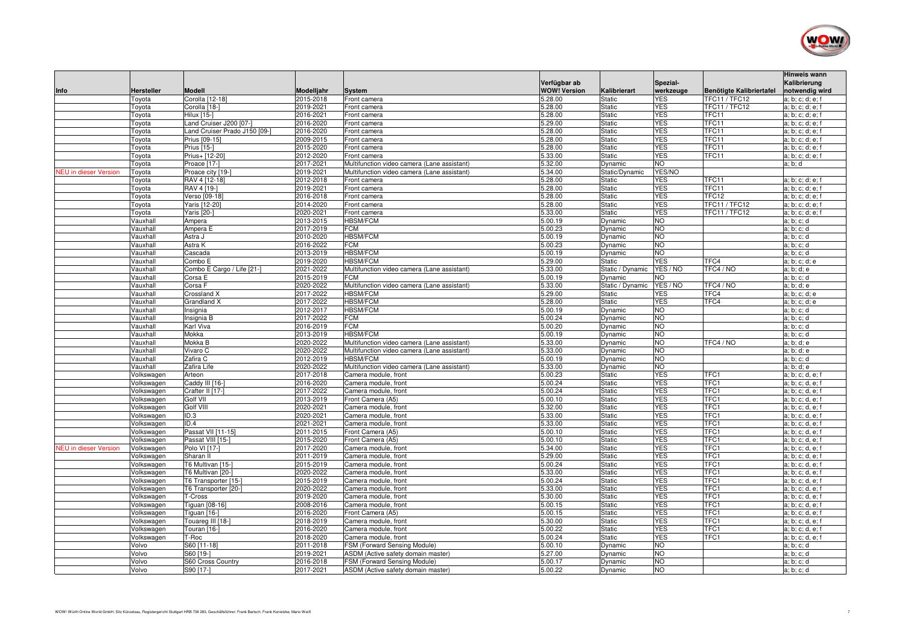| Info | Hersteller | Modell | Modelljahr | System | Verfügbar ab WOW! Version | Kalibrierart | Spezial-werkzeuge | Benötigte Kalibriertafel | Hinweis wann Kalibrierung notwendig wird |
|---|---|---|---|---|---|---|---|---|---|
| | Toyota | Corolla [12-18] | 2015-2018 | Front camera | 5.28.00 | Static | YES | TFC11 / TFC12 | a; b; c; d; e; f |
| | Toyota | Corolla [18-] | 2019-2021 | Front camera | 5.28.00 | Static | YES | TFC11 / TFC12 | a; b; c; d; e; f |
| | Toyota | Hilux [15-] | 2016-2021 | Front camera | 5.28.00 | Static | YES | TFC11 | a; b; c; d; e; f |
| | Toyota | Land Cruiser J200 [07-] | 2016-2020 | Front camera | 5.29.00 | Static | YES | TFC11 | a; b; c; d; e; f |
| | Toyota | Land Cruiser Prado J150 [09-] | 2016-2020 | Front camera | 5.28.00 | Static | YES | TFC11 | a; b; c; d; e; f |
| | Toyota | Prius [09-15] | 2009-2015 | Front camera | 5.28.00 | Static | YES | TFC11 | a; b; c; d; e; f |
| | Toyota | Prius [15-] | 2015-2020 | Front camera | 5.28.00 | Static | YES | TFC11 | a; b; c; d; e; f |
| | Toyota | Prius+ [12-20] | 2012-2020 | Front camera | 5.33.00 | Static | YES | TFC11 | a; b; c; d; e; f |
| | Toyota | Proace [17-] | 2017-2021 | Multifunction video camera (Lane assistant) | 5.32.00 | Dynamic | NO | | a; b; d |
| NEU in dieser Version | Toyota | Proace city [19-] | 2019-2021 | Multifunction video camera (Lane assistant) | 5.34.00 | Static/Dynamic | YES/NO | | |
| | Toyota | RAV 4 [12-18] | 2012-2018 | Front camera | 5.28.00 | Static | YES | TFC11 | a; b; c; d; e; f |
| | Toyota | RAV 4 [19-] | 2019-2021 | Front camera | 5.28.00 | Static | YES | TFC11 | a; b; c; d; e; f |
| | Toyota | Verso [09-18] | 2016-2018 | Front camera | 5.28.00 | Static | YES | TFC12 | a; b; c; d; e; f |
| | Toyota | Yaris [12-20] | 2014-2020 | Front camera | 5.28.00 | Static | YES | TFC11 / TFC12 | a; b; c; d; e; f |
| | Toyota | Yaris [20-] | 2020-2021 | Front camera | 5.33.00 | Static | YES | TFC11 / TFC12 | a; b; c; d; e; f |
| | Vauxhall | Ampera | 2013-2015 | HBSM/FCM | 5.00.19 | Dynamic | NO | | a; b; c; d |
| | Vauxhall | Ampera E | 2017-2019 | FCM | 5.00.23 | Dynamic | NO | | a; b; c; d |
| | Vauxhall | Astra J | 2010-2020 | HBSM/FCM | 5.00.19 | Dynamic | NO | | a; b; c; d |
| | Vauxhall | Astra K | 2016-2022 | FCM | 5.00.23 | Dynamic | NO | | a; b; c; d |
| | Vauxhall | Cascada | 2013-2019 | HBSM/FCM | 5.00.19 | Dynamic | NO | | a; b; c; d |
| | Vauxhall | Combo E | 2019-2020 | HBSM/FCM | 5.29.00 | Static | YES | TFC4 | a; b; c; d; e |
| | Vauxhall | Combo E Cargo / Life [21-] | 2021-2022 | Multifunction video camera (Lane assistant) | 5.33.00 | Static / Dynamic | YES / NO | TFC4 / NO | a; b; d; e |
| | Vauxhall | Corsa E | 2015-2019 | FCM | 5.00.19 | Dynamic | NO | | a; b; c; d |
| | Vauxhall | Corsa F | 2020-2022 | Multifunction video camera (Lane assistant) | 5.33.00 | Static / Dynamic | YES / NO | TFC4 / NO | a; b; d; e |
| | Vauxhall | Crossland X | 2017-2022 | HBSM/FCM | 5.29.00 | Static | YES | TFC4 | a; b; c; d; e |
| | Vauxhall | Grandland X | 2017-2022 | HBSM/FCM | 5.28.00 | Static | YES | TFC4 | a; b; c; d; e |
| | Vauxhall | Insignia | 2012-2017 | HBSM/FCM | 5.00.19 | Dynamic | NO | | a; b; c; d |
| | Vauxhall | Insignia B | 2017-2022 | FCM | 5.00.24 | Dynamic | NO | | a; b; c; d |
| | Vauxhall | Karl Viva | 2016-2019 | FCM | 5.00.20 | Dynamic | NO | | a; b; c; d |
| | Vauxhall | Mokka | 2013-2019 | HBSM/FCM | 5.00.19 | Dynamic | NO | | a; b; c; d |
| | Vauxhall | Mokka B | 2020-2022 | Multifunction video camera (Lane assistant) | 5.33.00 | Dynamic | NO | TFC4 / NO | a; b; d; e |
| | Vauxhall | Vivaro C | 2020-2022 | Multifunction video camera (Lane assistant) | 5.33.00 | Dynamic | NO | | a; b; d; e |
| | Vauxhall | Zafira C | 2012-2019 | HBSM/FCM | 5.00.19 | Dynamic | NO | | a; b; c; d |
| | Vauxhall | Zafira Life | 2020-2022 | Multifunction video camera (Lane assistant) | 5.33.00 | Dynamic | NO | | a; b; d; e |
| | Volkswagen | Arteon | 2017-2018 | Camera module, front | 5.00.23 | Static | YES | TFC1 | a; b; c; d, e; f |
| | Volkswagen | Caddy III [16-] | 2016-2020 | Camera module, front | 5.00.24 | Static | YES | TFC1 | a; b; c; d, e; f |
| | Volkswagen | Crafter II [17-] | 2017-2022 | Camera module, front | 5.00.24 | Static | YES | TFC1 | a; b; c; d, e; f |
| | Volkswagen | Golf VII | 2013-2019 | Front Camera (A5) | 5.00.10 | Static | YES | TFC1 | a; b; c; d, e; f |
| | Volkswagen | Golf VIII | 2020-2021 | Camera module, front | 5.32.00 | Static | YES | TFC1 | a; b; c; d, e; f |
| | Volkswagen | ID.3 | 2020-2021 | Camera module, front | 5.33.00 | Static | YES | TFC1 | a; b; c; d, e; f |
| | Volkswagen | ID.4 | 2021-2021 | Camera module, front | 5.33.00 | Static | YES | TFC1 | a; b; c; d, e; f |
| | Volkswagen | Passat VII [11-15] | 2011-2015 | Front Camera (A5) | 5.00.10 | Static | YES | TFC1 | a; b; c; d, e; f |
| | Volkswagen | Passat VIII [15-] | 2015-2020 | Front Camera (A5) | 5.00.10 | Static | YES | TFC1 | a; b; c; d, e; f |
| NEU in dieser Version | Volkswagen | Polo VI [17-] | 2017-2020 | Camera module, front | 5.34.00 | Static | YES | TFC1 | a; b; c; d, e; f |
| | Volkswagen | Sharan II | 2011-2019 | Camera module, front | 5.29.00 | Static | YES | TFC1 | a; b; c; d, e; f |
| | Volkswagen | T6 Multivan [15-] | 2015-2019 | Camera module, front | 5.00.24 | Static | YES | TFC1 | a; b; c; d, e; f |
| | Volkswagen | T6 Multivan [20-] | 2020-2022 | Camera module, front | 5.33.00 | Static | YES | TFC1 | a; b; c; d, e; f |
| | Volkswagen | T6 Transporter [15-] | 2015-2019 | Camera module, front | 5.00.24 | Static | YES | TFC1 | a; b; c; d, e; f |
| | Volkswagen | T6 Transporter [20-] | 2020-2022 | Camera module, front | 5.33.00 | Static | YES | TFC1 | a; b; c; d, e; f |
| | Volkswagen | T-Cross | 2019-2020 | Camera module, front | 5.30.00 | Static | YES | TFC1 | a; b; c; d, e; f |
| | Volkswagen | Tiguan [08-16] | 2008-2016 | Camera module, front | 5.00.15 | Static | YES | TFC1 | a; b; c; d, e; f |
| | Volkswagen | Tiguan [16-] | 2016-2020 | Front Camera (A5) | 5.00.15 | Static | YES | TFC1 | a; b; c; d, e; f |
| | Volkswagen | Touareg III [18-] | 2018-2019 | Camera module, front | 5.30.00 | Static | YES | TFC1 | a; b; c; d, e; f |
| | Volkswagen | Touran [16-] | 2016-2020 | Camera module, front | 5.00.22 | Static | YES | TFC1 | a; b; c; d, e; f |
| | Volkswagen | T-Roc | 2018-2020 | Camera module, front | 5.00.24 | Static | YES | TFC1 | a; b; c; d, e; f |
| | Volvo | S60 [11-18] | 2011-2018 | FSM (Forward Sensing Module) | 5.00.10 | Dynamic | NO | | a; b; c; d |
| | Volvo | S60 [19-] | 2019-2021 | ASDM (Active safety domain master) | 5.27.00 | Dynamic | NO | | a; b; c; d |
| | Volvo | S60 Cross Country | 2016-2018 | FSM (Forward Sensing Module) | 5.00.17 | Dynamic | NO | | a; b; c; d |
| | Volvo | S90 [17-] | 2017-2021 | ASDM (Active safety domain master) | 5.00.22 | Dynamic | NO | | a; b; c; d |

WOW! Würth Online World GmbH, Sitz Künzelsau, Registergericht Stuttgart HRB 738 283, Geschäftsführer: Frank Bartsch, Frank Konietzke, Mario Weiß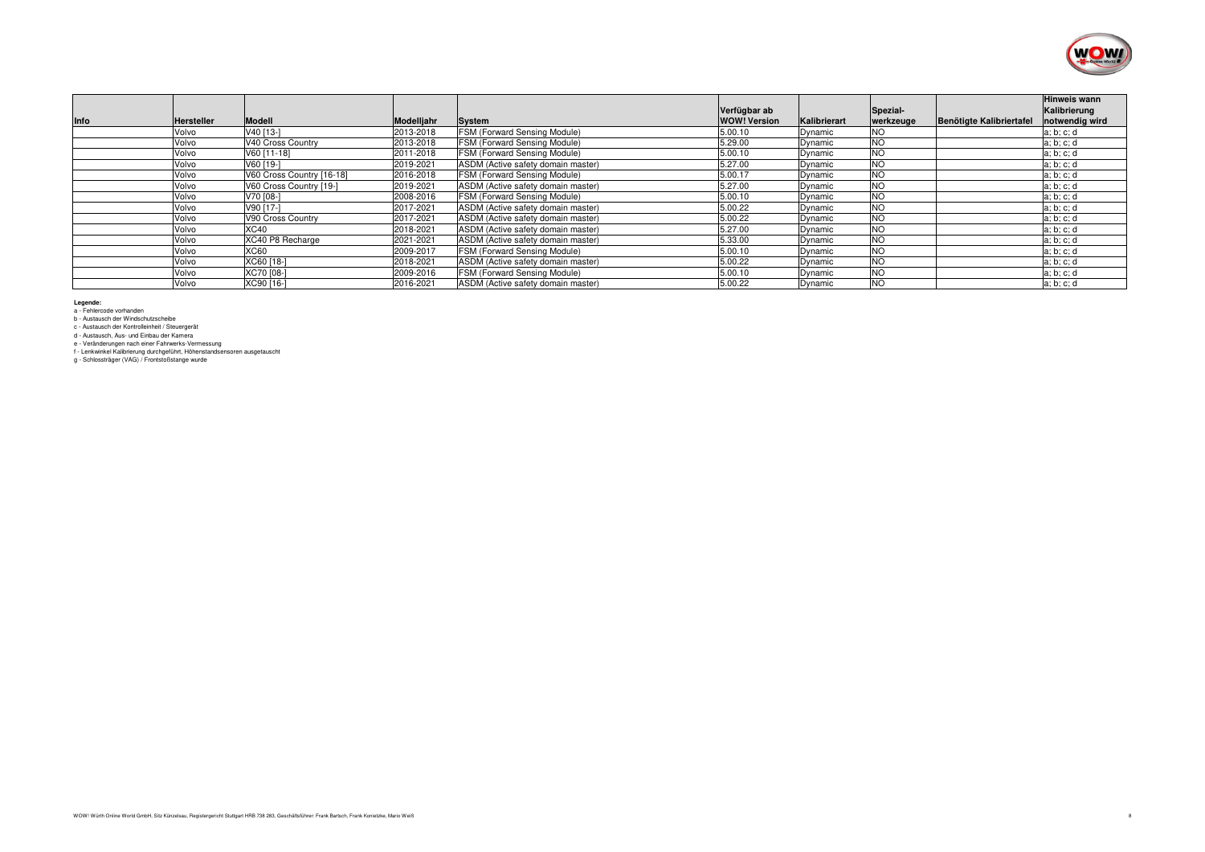| Info | Hersteller | Modell | Modelljahr | System | Verfügbar ab WOW! Version | Kalibrierart | Spezial-werkzeuge | Benötigte Kalibriertafel | Hinweis wann Kalibrierung notwendig wird |
|---|---|---|---|---|---|---|---|---|---|
| | Volvo | V40 [13-] | 2013-2018 | FSM (Forward Sensing Module) | 5.00.10 | Dynamic | NO | | a; b; c; d |
| | Volvo | V40 Cross Country | 2013-2018 | FSM (Forward Sensing Module) | 5.29.00 | Dynamic | NO | | a; b; c; d |
| | Volvo | V60 [11-18] | 2011-2018 | FSM (Forward Sensing Module) | 5.00.10 | Dynamic | NO | | a; b; c; d |
| | Volvo | V60 [19-] | 2019-2021 | ASDM (Active safety domain master) | 5.27.00 | Dynamic | NO | | a; b; c; d |
| | Volvo | V60 Cross Country [16-18] | 2016-2018 | FSM (Forward Sensing Module) | 5.00.17 | Dynamic | NO | | a; b; c; d |
| | Volvo | V60 Cross Country [19-] | 2019-2021 | ASDM (Active safety domain master) | 5.27.00 | Dynamic | NO | | a; b; c; d |
| | Volvo | V70 [08-] | 2008-2016 | FSM (Forward Sensing Module) | 5.00.10 | Dynamic | NO | | a; b; c; d |
| | Volvo | V90 [17-] | 2017-2021 | ASDM (Active safety domain master) | 5.00.22 | Dynamic | NO | | a; b; c; d |
| | Volvo | V90 Cross Country | 2017-2021 | ASDM (Active safety domain master) | 5.00.22 | Dynamic | NO | | a; b; c; d |
| | Volvo | XC40 | 2018-2021 | ASDM (Active safety domain master) | 5.27.00 | Dynamic | NO | | a; b; c; d |
| | Volvo | XC40 P8 Recharge | 2021-2021 | ASDM (Active safety domain master) | 5.33.00 | Dynamic | NO | | a; b; c; d |
| | Volvo | XC60 | 2009-2017 | FSM (Forward Sensing Module) | 5.00.10 | Dynamic | NO | | a; b; c; d |
| | Volvo | XC60 [18-] | 2018-2021 | ASDM (Active safety domain master) | 5.00.22 | Dynamic | NO | | a; b; c; d |
| | Volvo | XC70 [08-] | 2009-2016 | FSM (Forward Sensing Module) | 5.00.10 | Dynamic | NO | | a; b; c; d |
| | Volvo | XC90 [16-] | 2016-2021 | ASDM (Active safety domain master) | 5.00.22 | Dynamic | NO | | a; b; c; d |

**Legende:**

a - Fehlercode vorhanden
b - Austausch der Windschutzscheibe
c - Austausch der Kontrolleinheit / Steuergerät
d - Austausch, Aus- und Einbau der Kamera
e - Veränderungen nach einer Fahrwerks-Vermessung
f - Lenkwinkel Kalibrierung durchgeführt, Höhenstandsensoren ausgetauscht
g - Schlossträger (VAG) / Frontstoßstange wurde

WOW! Würth Online World GmbH, Sitz Künzelsau, Registergericht Stuttgart HRB 738 283, Geschäftsführer: Frank Bartsch, Frank Konietzke, Mario Weiß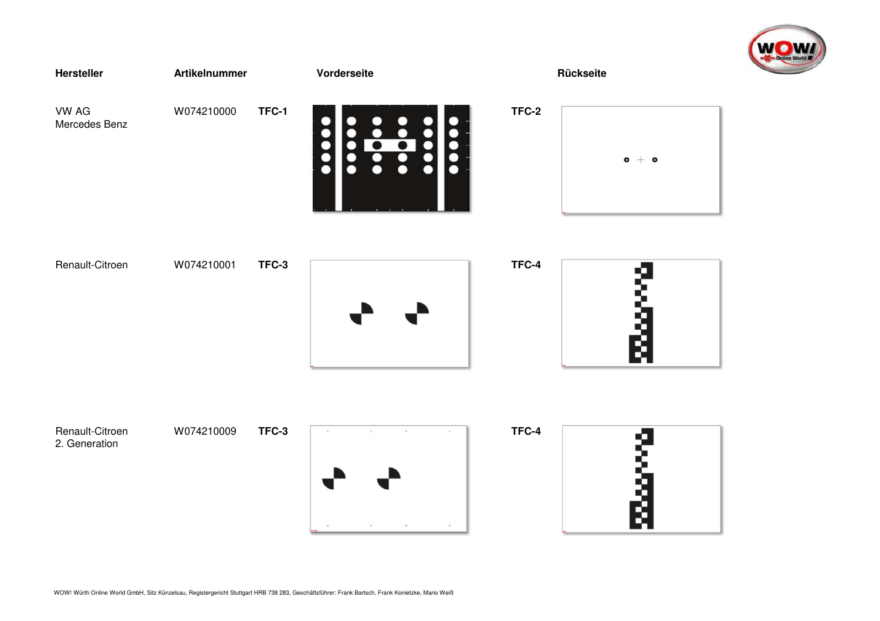| Hersteller | Artikelnummer | | Vorderseite | | Rückseite |
| --- | --- | --- | --- | --- | --- |
| VW AG<br>Mercedes Benz | W074210000 | TFC-1 | | TFC-2 | |
| Renault-Citroen | W074210001 | TFC-3 | | TFC-4 | |
| Renault-Citroen<br>2. Generation | W074210009 | TFC-3 | | TFC-4 | |

WOW! Würth Online World GmbH, Sitz Künzelsau, Registergericht Stuttgart HRB 738 283, Geschäftsführer: Frank Bartsch, Frank Konietzke, Mario Weiß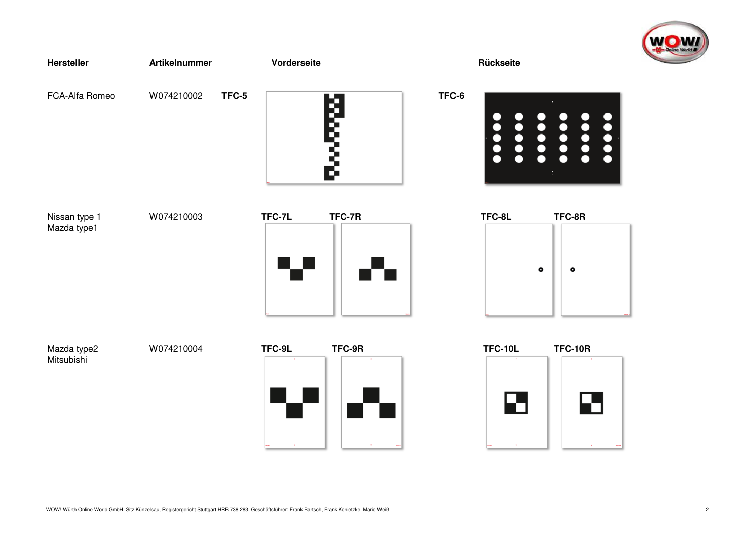| Hersteller | Artikelnummer | Vorderseite | Rückseite |
|---|---|---|---|
| FCA-Alfa Romeo | W074210002 | TFC-5 | TFC-6 |
| Nissan type 1<br>Mazda type1 | W074210003 | TFC-7L TFC-7R | TFC-8L TFC-8R |
| Mazda type2<br>Mitsubishi | W074210004 | TFC-9L TFC-9R | TFC-10L TFC-10R |

WOW! Würth Online World GmbH, Sitz Künzelsau, Registergericht Stuttgart HRB 738 283, Geschäftsführer: Frank Bartsch, Frank Konietzke, Mario Weiß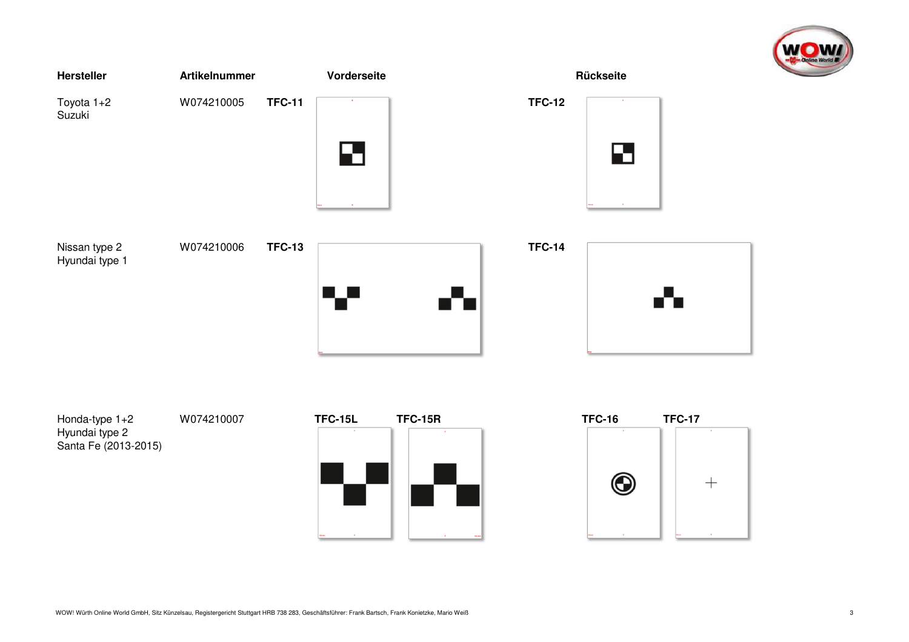| Hersteller | Artikelnummer | Vorderseite | Rückseite |
| --- | --- | --- | --- |
| Toyota 1+2<br>Suzuki | W074210005 | TFC-11 | TFC-12 |
| Nissan type 2<br>Hyundai type 1 | W074210006 | TFC-13 | TFC-14 |
| Honda-type 1+2<br>Hyundai type 2<br>Santa Fe (2013-2015) | W074210007 | TFC-15L, TFC-15R | TFC-16, TFC-17 |

WOW! Würth Online World GmbH, Sitz Künzelsau, Registergericht Stuttgart HRB 738 283, Geschäftsführer: Frank Bartsch, Frank Konietzke, Mario Weiß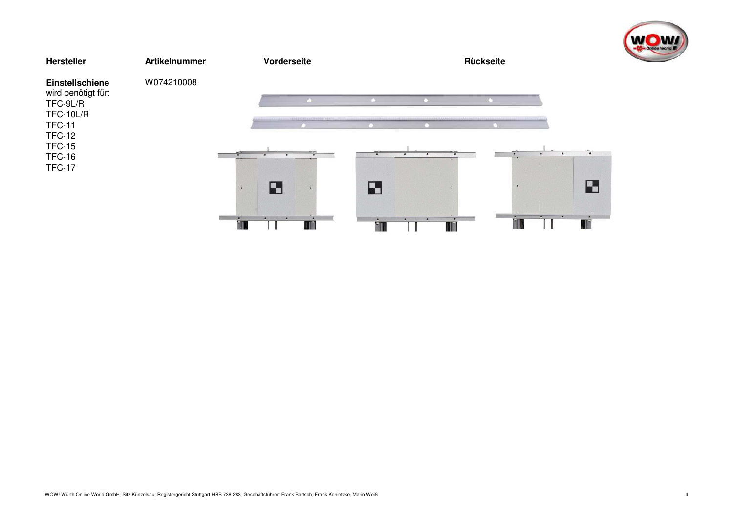| Hersteller | Artikelnummer | Vorderseite | Rückseite |
| --- | --- | --- | --- |
| **Einstellschiene** wird benötigt für: TFC-9L/R TFC-10L/R TFC-11 TFC-12 TFC-15 TFC-16 TFC-17 | W074210008 | | |